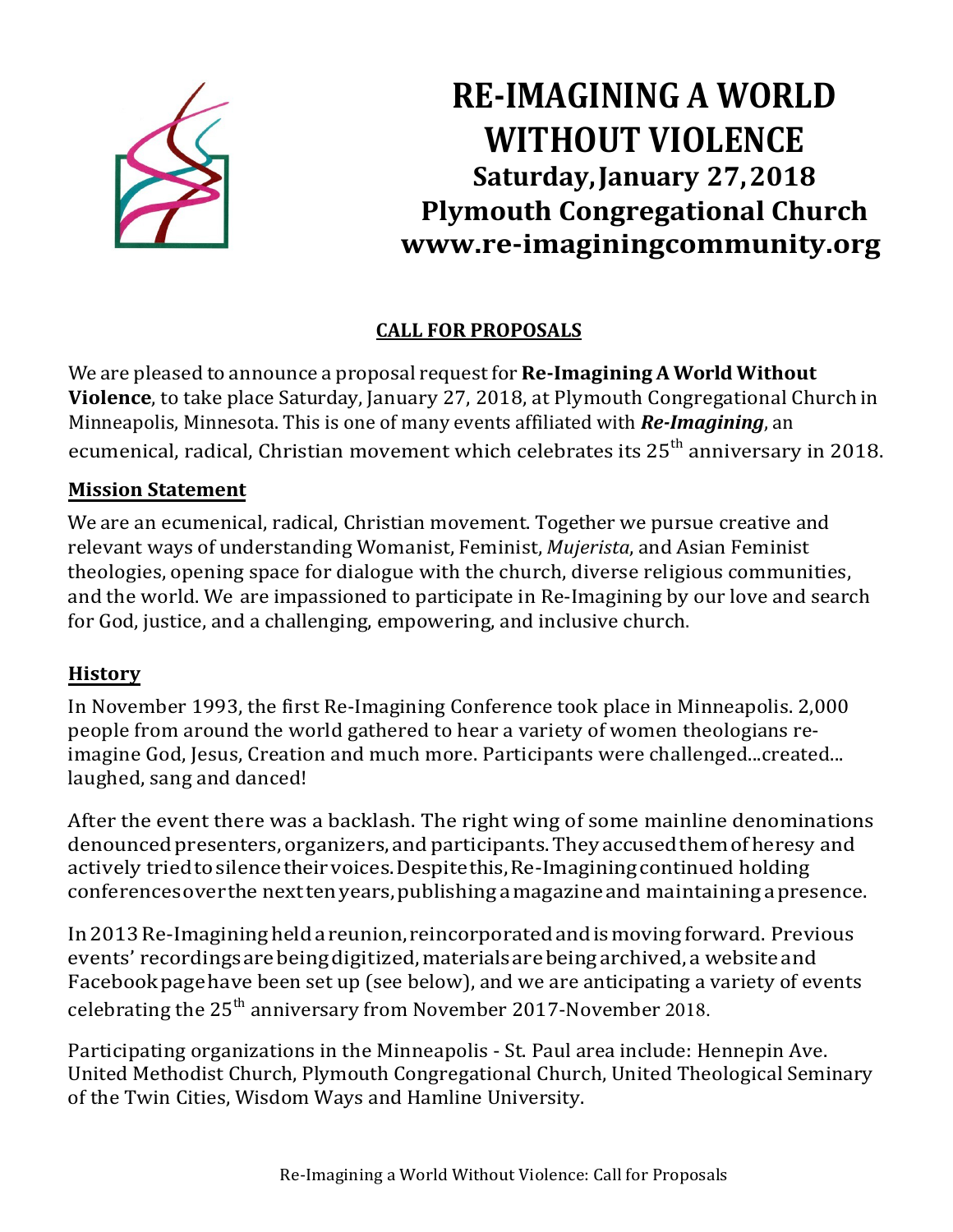# RE-IMAGINING A WORLD WITHOUT VIOLENCE

## Saturday, January 27, 2018
## Plymouth Congregational Church
## www.re-imaginingcommunity.org

**CALL FOR PROPOSALS**

We are pleased to announce a proposal request for **Re-Imagining A World Without Violence**, to take place Saturday, January 27, 2018, at Plymouth Congregational Church in Minneapolis, Minnesota. This is one of many events affiliated with ***Re-Imagining***, an ecumenical, radical, Christian movement which celebrates its 25th anniversary in 2018.

### Mission Statement

We are an ecumenical, radical, Christian movement. Together we pursue creative and relevant ways of understanding Womanist, Feminist, *Mujerista*, and Asian Feminist theologies, opening space for dialogue with the church, diverse religious communities, and the world. We are impassioned to participate in Re-Imagining by our love and search for God, justice, and a challenging, empowering, and inclusive church.

### History

In November 1993, the first Re-Imagining Conference took place in Minneapolis. 2,000 people from around the world gathered to hear a variety of women theologians re-imagine God, Jesus, Creation and much more. Participants were challenged...created... laughed, sang and danced!

After the event there was a backlash. The right wing of some mainline denominations denounced presenters, organizers, and participants. They accused them of heresy and actively tried to silence their voices. Despite this, Re-Imagining continued holding conferences over the next ten years, publishing a magazine and maintaining a presence.

In 2013 Re-Imagining held a reunion, reincorporated and is moving forward. Previous events' recordings are being digitized, materials are being archived, a website and Facebook page have been set up (see below), and we are anticipating a variety of events celebrating the 25th anniversary from November 2017-November 2018.

Participating organizations in the Minneapolis - St. Paul area include: Hennepin Ave. United Methodist Church, Plymouth Congregational Church, United Theological Seminary of the Twin Cities, Wisdom Ways and Hamline University.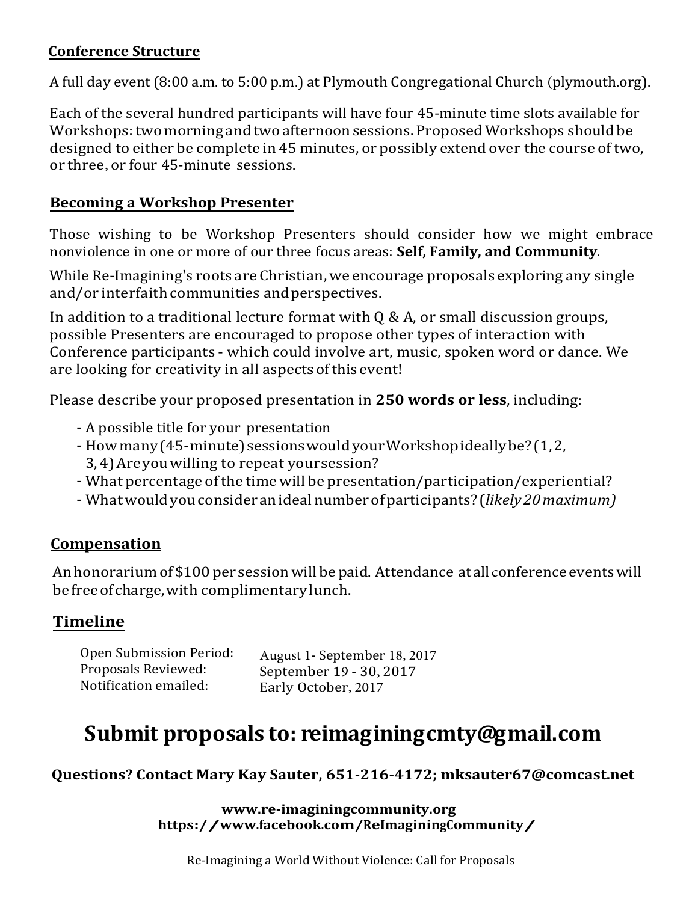## Conference Structure

A full day event (8:00 a.m. to 5:00 p.m.) at Plymouth Congregational Church (plymouth.org).

Each of the several hundred participants will have four 45-minute time slots available for Workshops: two morning and two afternoon sessions. Proposed Workshops should be designed to either be complete in 45 minutes, or possibly extend over the course of two, or three, or four 45-minute sessions.

## Becoming a Workshop Presenter

Those wishing to be Workshop Presenters should consider how we might embrace nonviolence in one or more of our three focus areas: **Self, Family, and Community**.

While Re-Imagining's roots are Christian, we encourage proposals exploring any single and/or interfaith communities and perspectives.

In addition to a traditional lecture format with Q & A, or small discussion groups, possible Presenters are encouraged to propose other types of interaction with Conference participants - which could involve art, music, spoken word or dance. We are looking for creativity in all aspects of this event!

Please describe your proposed presentation in **250 words or less**, including:

- A possible title for your presentation
- How many (45-minute) sessions would your Workshop ideally be? (1, 2, 3, 4) Are you willing to repeat your session?
- What percentage of the time will be presentation/participation/experiential?
- What would you consider an ideal number of participants? (*likely 20 maximum)*

## Compensation

An honorarium of $100 per session will be paid. Attendance at all conference events will be free of charge, with complimentary lunch.

## Timeline

| | |
|---|---|
| Open Submission Period: | August 1- September 18, 2017 |
| Proposals Reviewed: | September 19 - 30, 2017 |
| Notification emailed: | Early October, 2017 |

# Submit proposals to: reimaginingcmty@gmail.com

**Questions? Contact Mary Kay Sauter, 651-216-4172; mksauter67@comcast.net**

**www.re-imaginingcommunity.org**
**https://www.facebook.com/ReImaginingCommunity/**

Re-Imagining a World Without Violence: Call for Proposals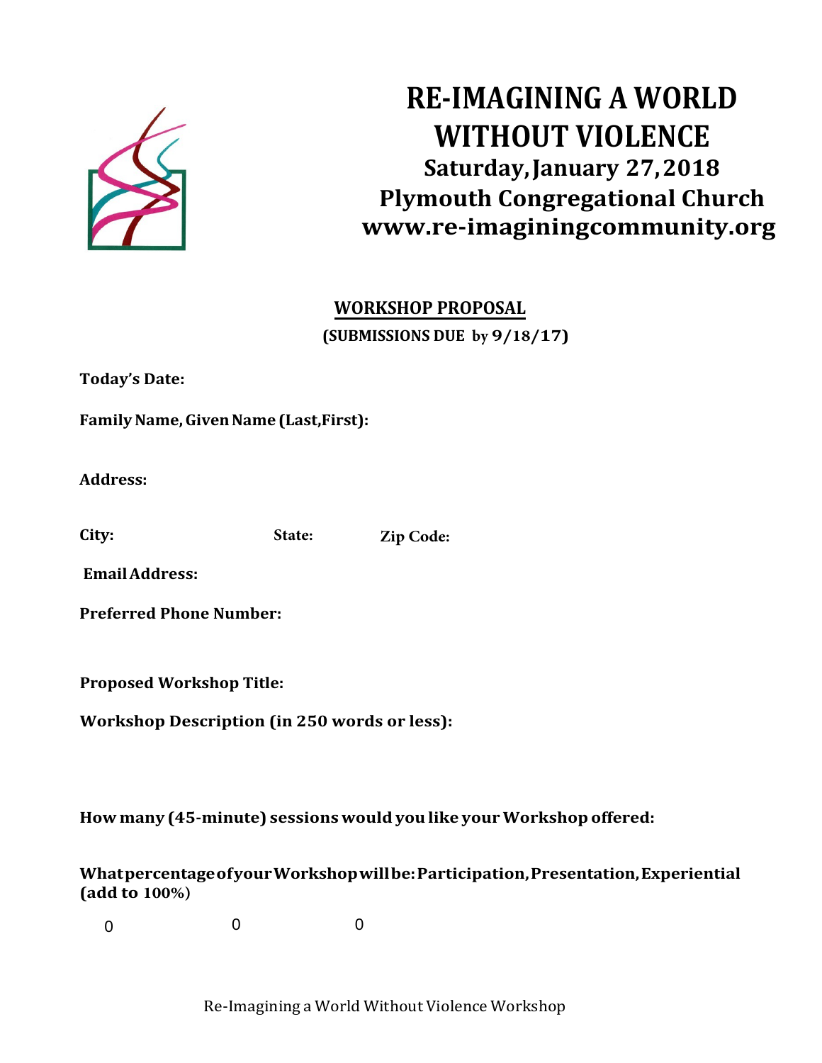# RE-IMAGINING A WORLD WITHOUT VIOLENCE

**Saturday, January 27, 2018**
**Plymouth Congregational Church**
**www.re-imaginingcommunity.org**

## WORKSHOP PROPOSAL

**(SUBMISSIONS DUE by 9/18/17)**

**Today's Date:**

**Family Name, Given Name (Last,First):**

**Address:**

**City:** **State:** **Zip Code:**

**Email Address:**

**Preferred Phone Number:**

**Proposed Workshop Title:**

**Workshop Description (in 250 words or less):**

**How many (45-minute) sessions would you like your Workshop offered:**

**What percentage of your Workshop will be: Participation, Presentation, Experiential (add to 100%)**

0 0 0

Re-Imagining a World Without Violence Workshop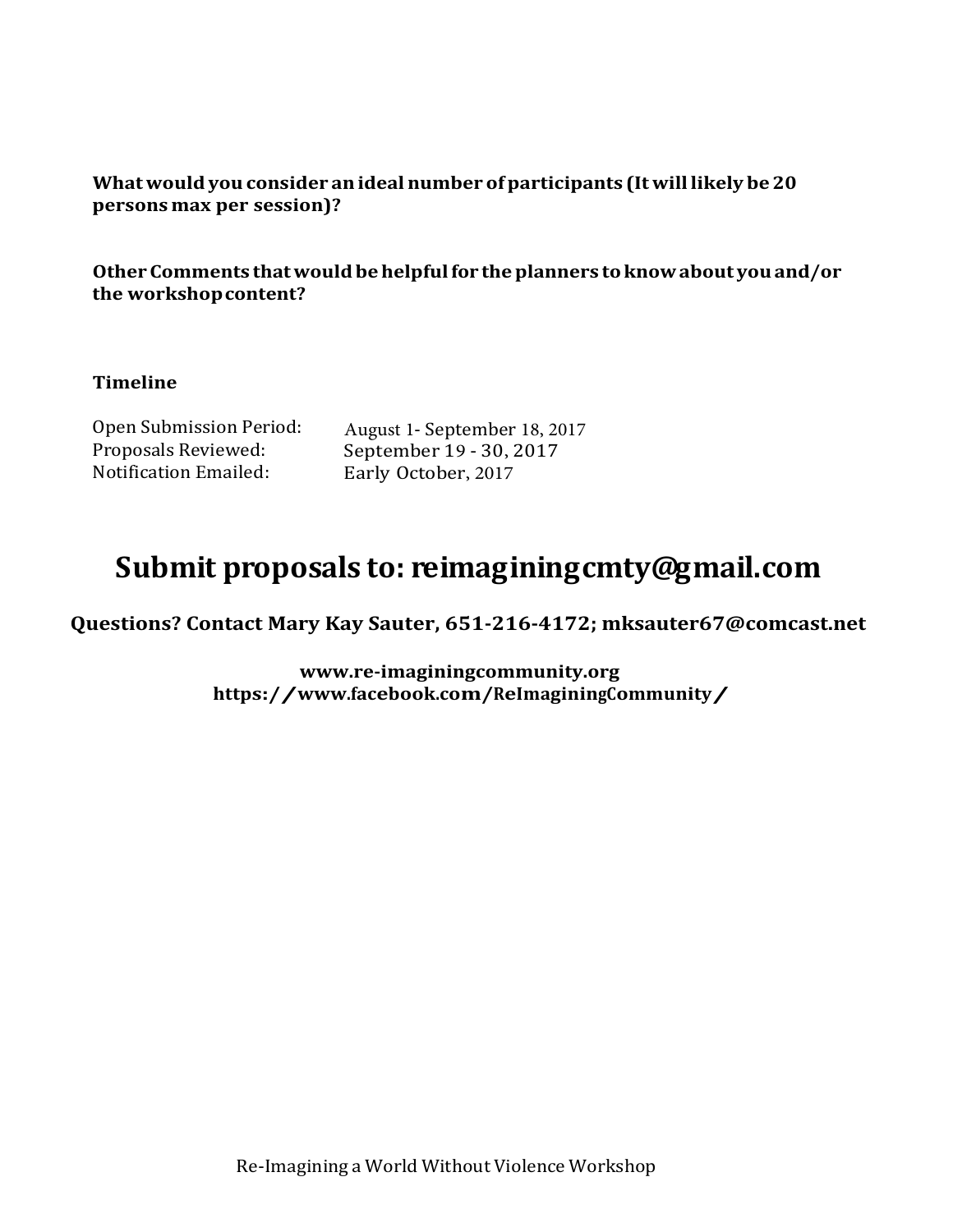**What would you consider an ideal number of participants (It will likely be 20 persons max per session)?**

**Other Comments that would be helpful for the planners to know about you and/or the workshop content?**

**Timeline**

| | |
|---|---|
| Open Submission Period: | August 1- September 18, 2017 |
| Proposals Reviewed: | September 19 - 30, 2017 |
| Notification Emailed: | Early October, 2017 |

## Submit proposals to: reimaginingcmty@gmail.com

**Questions? Contact Mary Kay Sauter, 651-216-4172; mksauter67@comcast.net**

**www.re-imaginingcommunity.org**
**https://www.facebook.com/ReImaginingCommunity/**